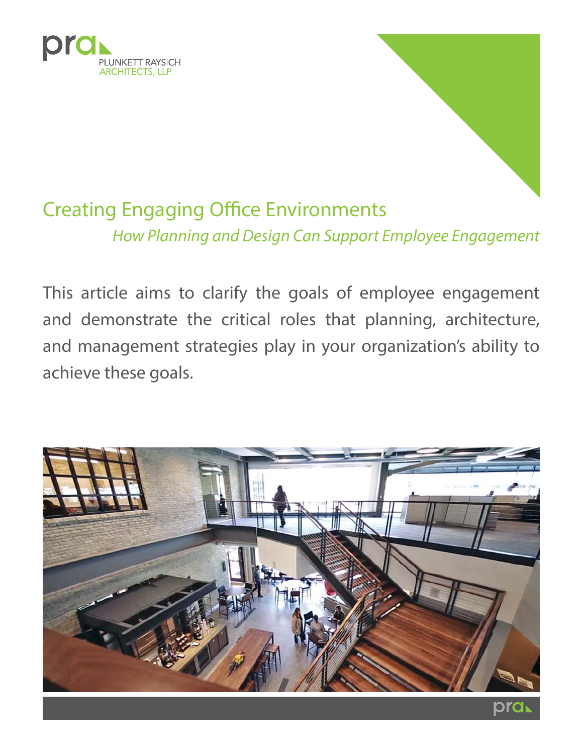pra
PLUNKETT RAYSICH
ARCHITECTS, LLP

# Creating Engaging Office Environments

*How Planning and Design Can Support Employee Engagement*

This article aims to clarify the goals of employee engagement and demonstrate the critical roles that planning, architecture, and management strategies play in your organization's ability to achieve these goals.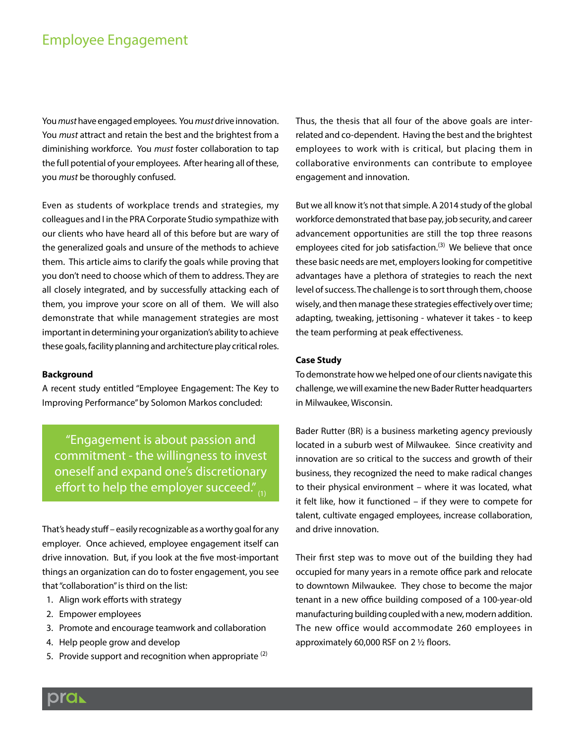## Employee Engagement

You *must* have engaged employees. You *must* drive innovation. You *must* attract and retain the best and the brightest from a diminishing workforce. You *must* foster collaboration to tap the full potential of your employees. After hearing all of these, you *must* be thoroughly confused.

Even as students of workplace trends and strategies, my colleagues and I in the PRA Corporate Studio sympathize with our clients who have heard all of this before but are wary of the generalized goals and unsure of the methods to achieve them. This article aims to clarify the goals while proving that you don't need to choose which of them to address. They are all closely integrated, and by successfully attacking each of them, you improve your score on all of them. We will also demonstrate that while management strategies are most important in determining your organization's ability to achieve these goals, facility planning and architecture play critical roles.

**Background**

A recent study entitled "Employee Engagement: The Key to Improving Performance" by Solomon Markos concluded:

> "Engagement is about passion and commitment - the willingness to invest oneself and expand one's discretionary effort to help the employer succeed." (1)

That's heady stuff – easily recognizable as a worthy goal for any employer. Once achieved, employee engagement itself can drive innovation. But, if you look at the five most-important things an organization can do to foster engagement, you see that "collaboration" is third on the list:

1. Align work efforts with strategy
2. Empower employees
3. Promote and encourage teamwork and collaboration
4. Help people grow and develop
5. Provide support and recognition when appropriate (2)

Thus, the thesis that all four of the above goals are inter-related and co-dependent. Having the best and the brightest employees to work with is critical, but placing them in collaborative environments can contribute to employee engagement and innovation.

But we all know it's not that simple. A 2014 study of the global workforce demonstrated that base pay, job security, and career advancement opportunities are still the top three reasons employees cited for job satisfaction.(3) We believe that once these basic needs are met, employers looking for competitive advantages have a plethora of strategies to reach the next level of success. The challenge is to sort through them, choose wisely, and then manage these strategies effectively over time; adapting, tweaking, jettisoning - whatever it takes - to keep the team performing at peak effectiveness.

**Case Study**

To demonstrate how we helped one of our clients navigate this challenge, we will examine the new Bader Rutter headquarters in Milwaukee, Wisconsin.

Bader Rutter (BR) is a business marketing agency previously located in a suburb west of Milwaukee. Since creativity and innovation are so critical to the success and growth of their business, they recognized the need to make radical changes to their physical environment – where it was located, what it felt like, how it functioned – if they were to compete for talent, cultivate engaged employees, increase collaboration, and drive innovation.

Their first step was to move out of the building they had occupied for many years in a remote office park and relocate to downtown Milwaukee. They chose to become the major tenant in a new office building composed of a 100-year-old manufacturing building coupled with a new, modern addition. The new office would accommodate 260 employees in approximately 60,000 RSF on 2 ½ floors.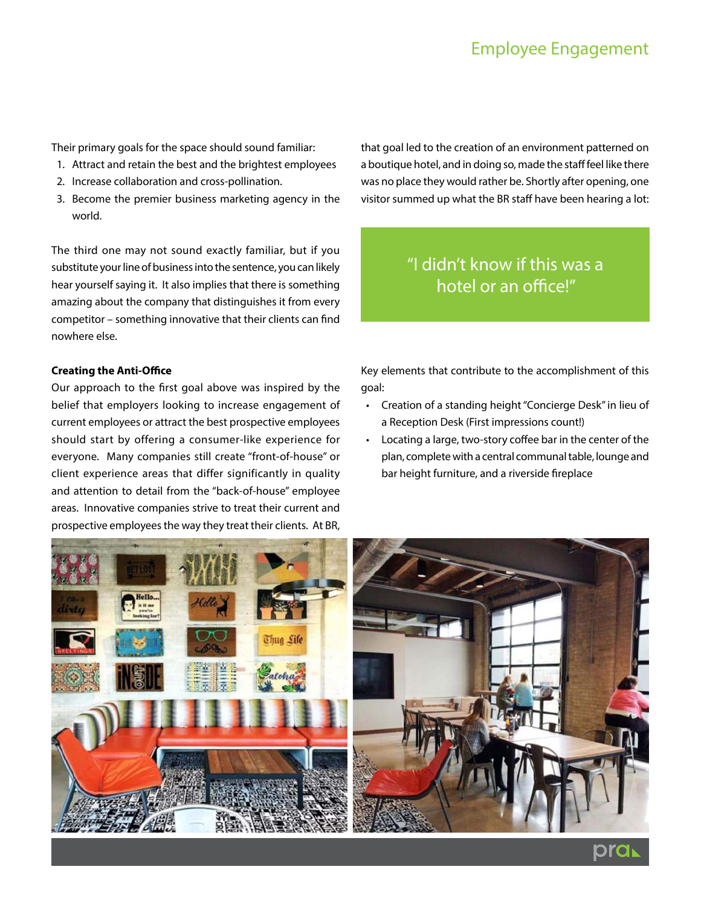Their primary goals for the space should sound familiar:

1. Attract and retain the best and the brightest employees
2. Increase collaboration and cross-pollination.
3. Become the premier business marketing agency in the world.

The third one may not sound exactly familiar, but if you substitute your line of business into the sentence, you can likely hear yourself saying it. It also implies that there is something amazing about the company that distinguishes it from every competitor – something innovative that their clients can find nowhere else.

**Creating the Anti-Office**

Our approach to the first goal above was inspired by the belief that employers looking to increase engagement of current employees or attract the best prospective employees should start by offering a consumer-like experience for everyone. Many companies still create "front-of-house" or client experience areas that differ significantly in quality and attention to detail from the "back-of-house" employee areas. Innovative companies strive to treat their current and prospective employees the way they treat their clients. At BR, that goal led to the creation of an environment patterned on a boutique hotel, and in doing so, made the staff feel like there was no place they would rather be. Shortly after opening, one visitor summed up what the BR staff have been hearing a lot:

> "I didn't know if this was a hotel or an office!"

Key elements that contribute to the accomplishment of this goal:

- Creation of a standing height "Concierge Desk" in lieu of a Reception Desk (First impressions count!)
- Locating a large, two-story coffee bar in the center of the plan, complete with a central communal table, lounge and bar height furniture, and a riverside fireplace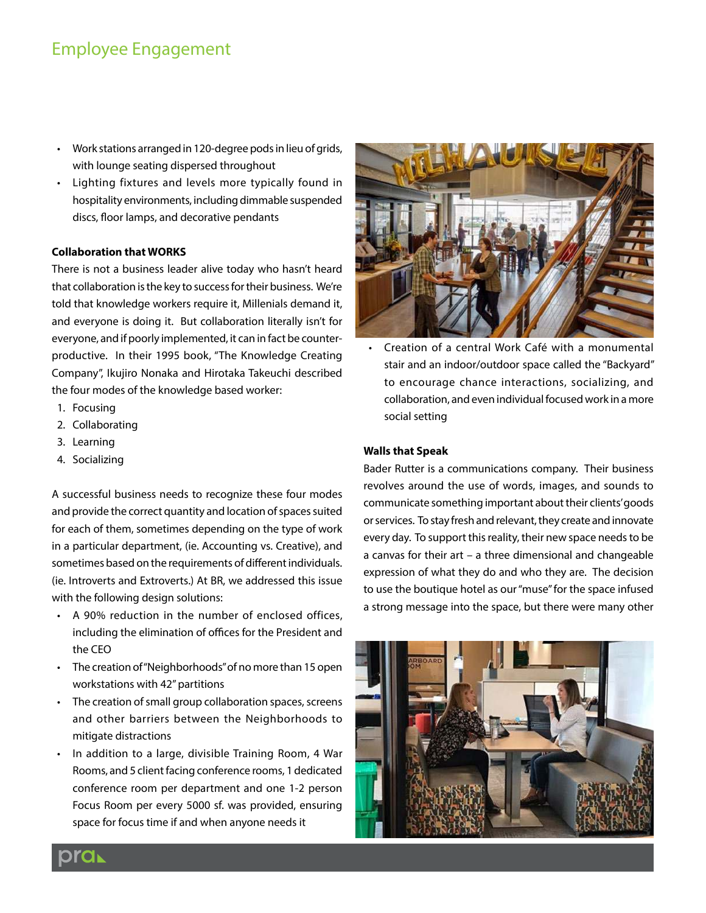## Employee Engagement

- Work stations arranged in 120-degree pods in lieu of grids, with lounge seating dispersed throughout
- Lighting fixtures and levels more typically found in hospitality environments, including dimmable suspended discs, floor lamps, and decorative pendants

**Collaboration that WORKS**

There is not a business leader alive today who hasn't heard that collaboration is the key to success for their business. We're told that knowledge workers require it, Millenials demand it, and everyone is doing it. But collaboration literally isn't for everyone, and if poorly implemented, it can in fact be counter-productive. In their 1995 book, "The Knowledge Creating Company", Ikujiro Nonaka and Hirotaka Takeuchi described the four modes of the knowledge based worker:

1. Focusing
2. Collaborating
3. Learning
4. Socializing

A successful business needs to recognize these four modes and provide the correct quantity and location of spaces suited for each of them, sometimes depending on the type of work in a particular department, (ie. Accounting vs. Creative), and sometimes based on the requirements of different individuals. (ie. Introverts and Extroverts.) At BR, we addressed this issue with the following design solutions:

- A 90% reduction in the number of enclosed offices, including the elimination of offices for the President and the CEO
- The creation of "Neighborhoods" of no more than 15 open workstations with 42" partitions
- The creation of small group collaboration spaces, screens and other barriers between the Neighborhoods to mitigate distractions
- In addition to a large, divisible Training Room, 4 War Rooms, and 5 client facing conference rooms, 1 dedicated conference room per department and one 1-2 person Focus Room per every 5000 sf. was provided, ensuring space for focus time if and when anyone needs it
- Creation of a central Work Café with a monumental stair and an indoor/outdoor space called the "Backyard" to encourage chance interactions, socializing, and collaboration, and even individual focused work in a more social setting

**Walls that Speak**

Bader Rutter is a communications company. Their business revolves around the use of words, images, and sounds to communicate something important about their clients' goods or services. To stay fresh and relevant, they create and innovate every day. To support this reality, their new space needs to be a canvas for their art – a three dimensional and changeable expression of what they do and who they are. The decision to use the boutique hotel as our "muse" for the space infused a strong message into the space, but there were many other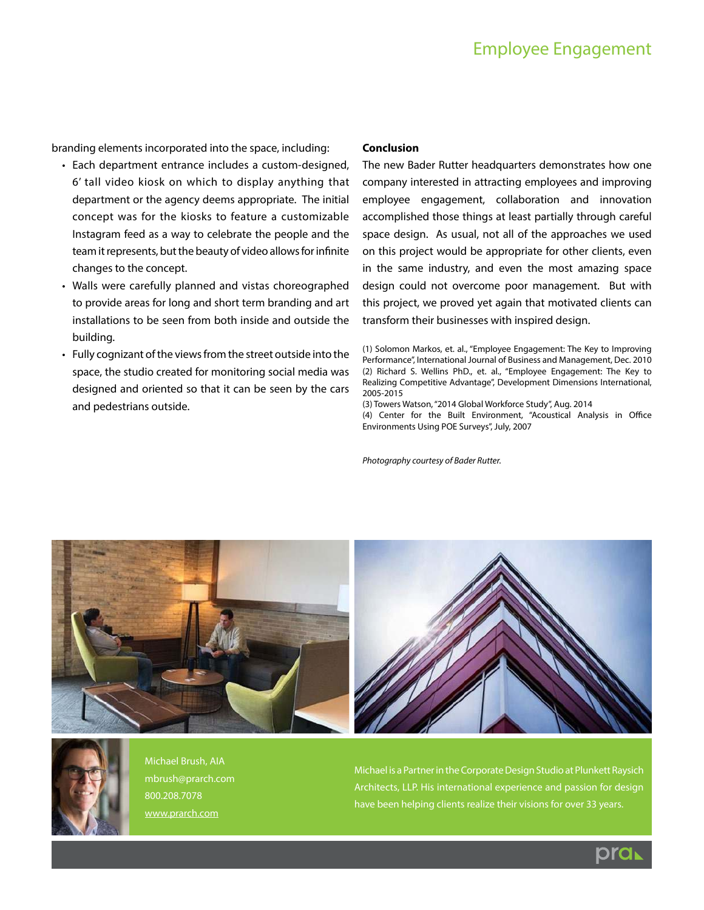branding elements incorporated into the space, including:

- Each department entrance includes a custom-designed, 6' tall video kiosk on which to display anything that department or the agency deems appropriate. The initial concept was for the kiosks to feature a customizable Instagram feed as a way to celebrate the people and the team it represents, but the beauty of video allows for infinite changes to the concept.
- Walls were carefully planned and vistas choreographed to provide areas for long and short term branding and art installations to be seen from both inside and outside the building.
- Fully cognizant of the views from the street outside into the space, the studio created for monitoring social media was designed and oriented so that it can be seen by the cars and pedestrians outside.

**Conclusion**

The new Bader Rutter headquarters demonstrates how one company interested in attracting employees and improving employee engagement, collaboration and innovation accomplished those things at least partially through careful space design. As usual, not all of the approaches we used on this project would be appropriate for other clients, even in the same industry, and even the most amazing space design could not overcome poor management. But with this project, we proved yet again that motivated clients can transform their businesses with inspired design.

(1) Solomon Markos, et. al., "Employee Engagement: The Key to Improving Performance", International Journal of Business and Management, Dec. 2010
(2) Richard S. Wellins PhD., et. al., "Employee Engagement: The Key to Realizing Competitive Advantage", Development Dimensions International, 2005-2015
(3) Towers Watson, "2014 Global Workforce Study", Aug. 2014
(4) Center for the Built Environment, "Acoustical Analysis in Office Environments Using POE Surveys", July, 2007

*Photography courtesy of Bader Rutter.*

Michael Brush, AIA
mbrush@prarch.com
800.208.7078
www.prarch.com

Michael is a Partner in the Corporate Design Studio at Plunkett Raysich Architects, LLP. His international experience and passion for design have been helping clients realize their visions for over 33 years.